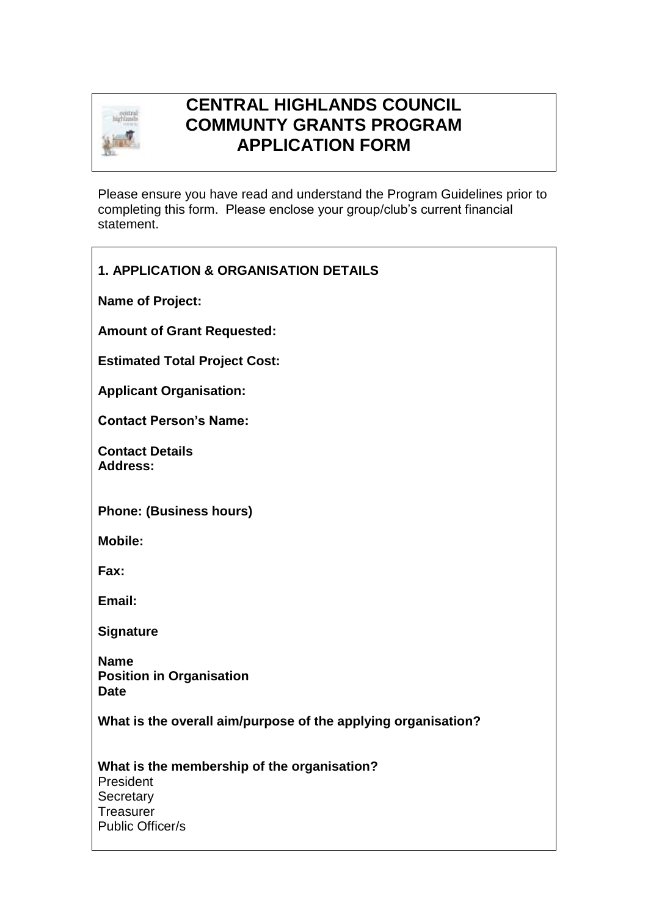# CENTRAL HIGHLANDS COUNCIL
# COMMUNTY GRANTS PROGRAM
# APPLICATION FORM

Please ensure you have read and understand the Program Guidelines prior to completing this form. Please enclose your group/club's current financial statement.

## 1. APPLICATION & ORGANISATION DETAILS

**Name of Project:**

**Amount of Grant Requested:**

**Estimated Total Project Cost:**

**Applicant Organisation:**

**Contact Person's Name:**

**Contact Details**
**Address:**

**Phone: (Business hours)**

**Mobile:**

**Fax:**

**Email:**

**Signature**

**Name**
**Position in Organisation**
**Date**

**What is the overall aim/purpose of the applying organisation?**

**What is the membership of the organisation?**
President
Secretary
Treasurer
Public Officer/s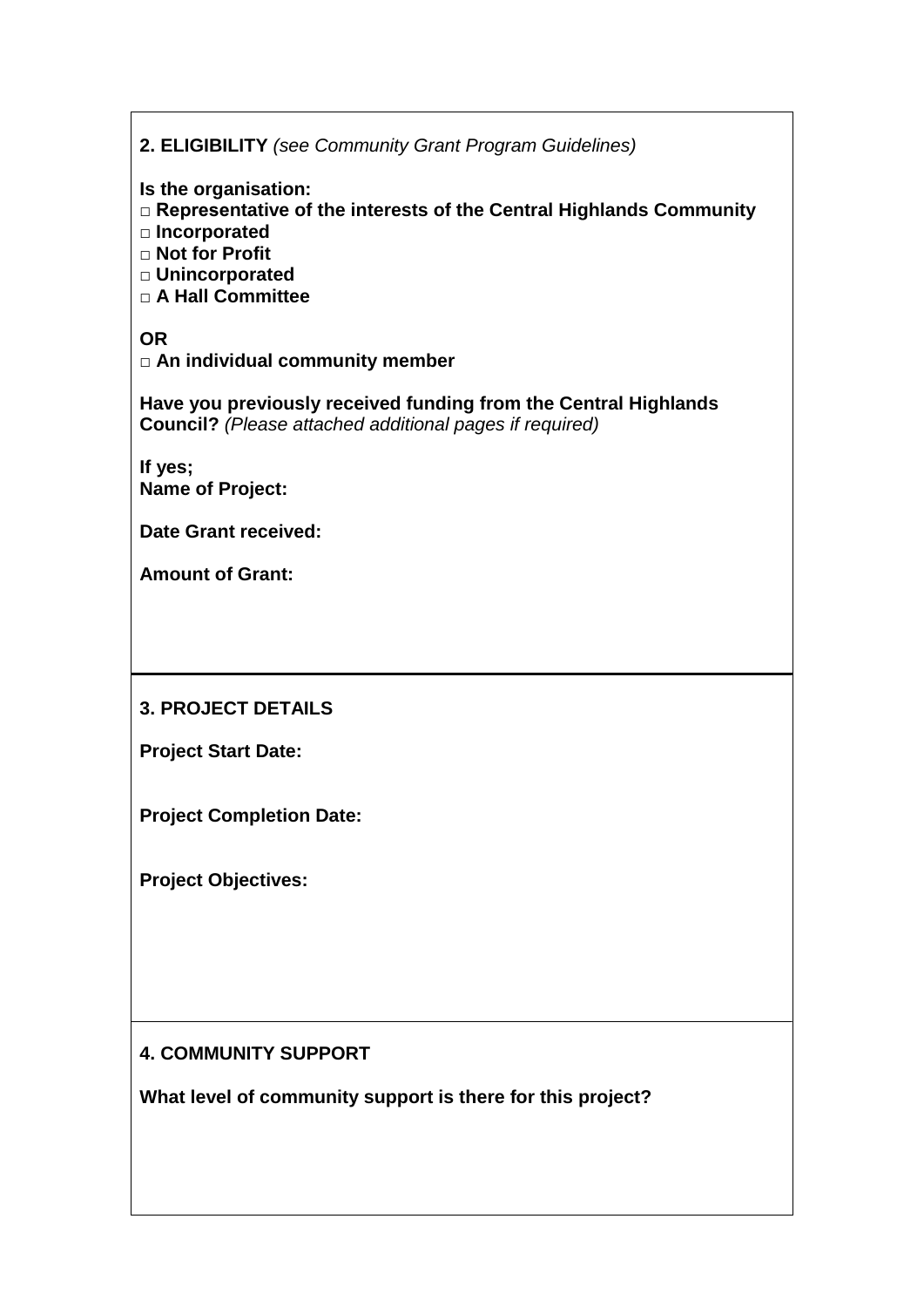**2. ELIGIBILITY** *(see Community Grant Program Guidelines)*

**Is the organisation:**

- □ **Representative of the interests of the Central Highlands Community**
- □ **Incorporated**
- □ **Not for Profit**
- □ **Unincorporated**
- □ **A Hall Committee**

**OR**

- □ **An individual community member**

**Have you previously received funding from the Central Highlands Council?** *(Please attached additional pages if required)*

**If yes;**
**Name of Project:**

**Date Grant received:**

**Amount of Grant:**

**3. PROJECT DETAILS**

**Project Start Date:**

**Project Completion Date:**

**Project Objectives:**

**4. COMMUNITY SUPPORT**

**What level of community support is there for this project?**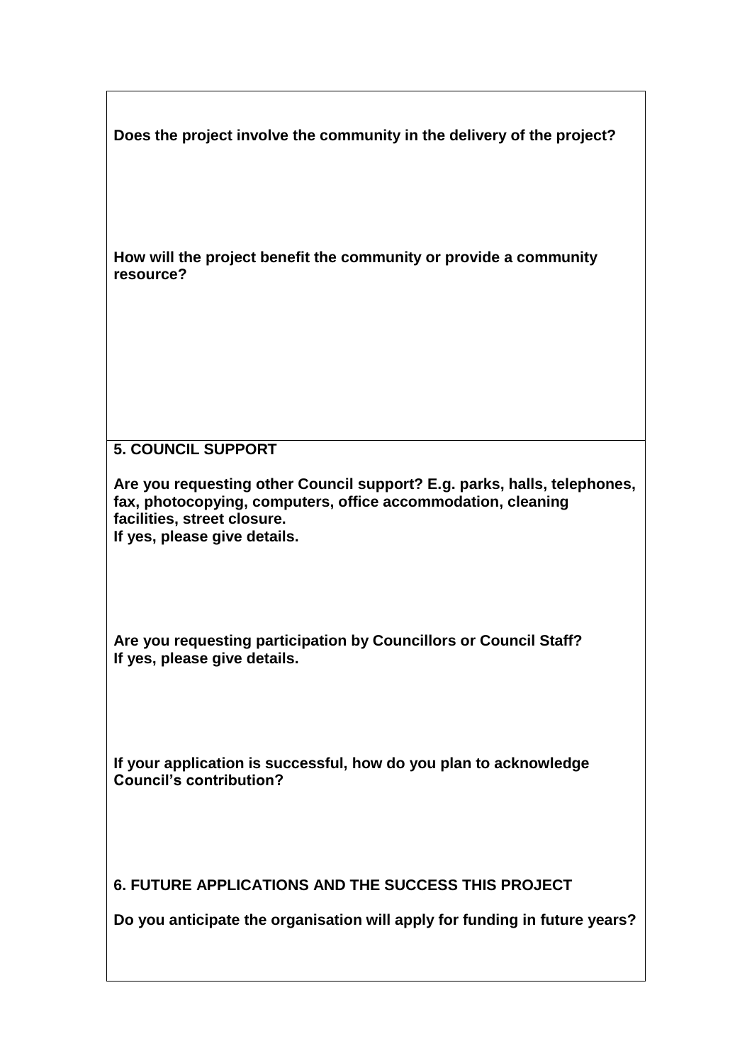**Does the project involve the community in the delivery of the project?**

**How will the project benefit the community or provide a community resource?**

## 5. COUNCIL SUPPORT

**Are you requesting other Council support? E.g. parks, halls, telephones, fax, photocopying, computers, office accommodation, cleaning facilities, street closure.**
**If yes, please give details.**

**Are you requesting participation by Councillors or Council Staff?**
**If yes, please give details.**

**If your application is successful, how do you plan to acknowledge Council's contribution?**

## 6. FUTURE APPLICATIONS AND THE SUCCESS THIS PROJECT

**Do you anticipate the organisation will apply for funding in future years?**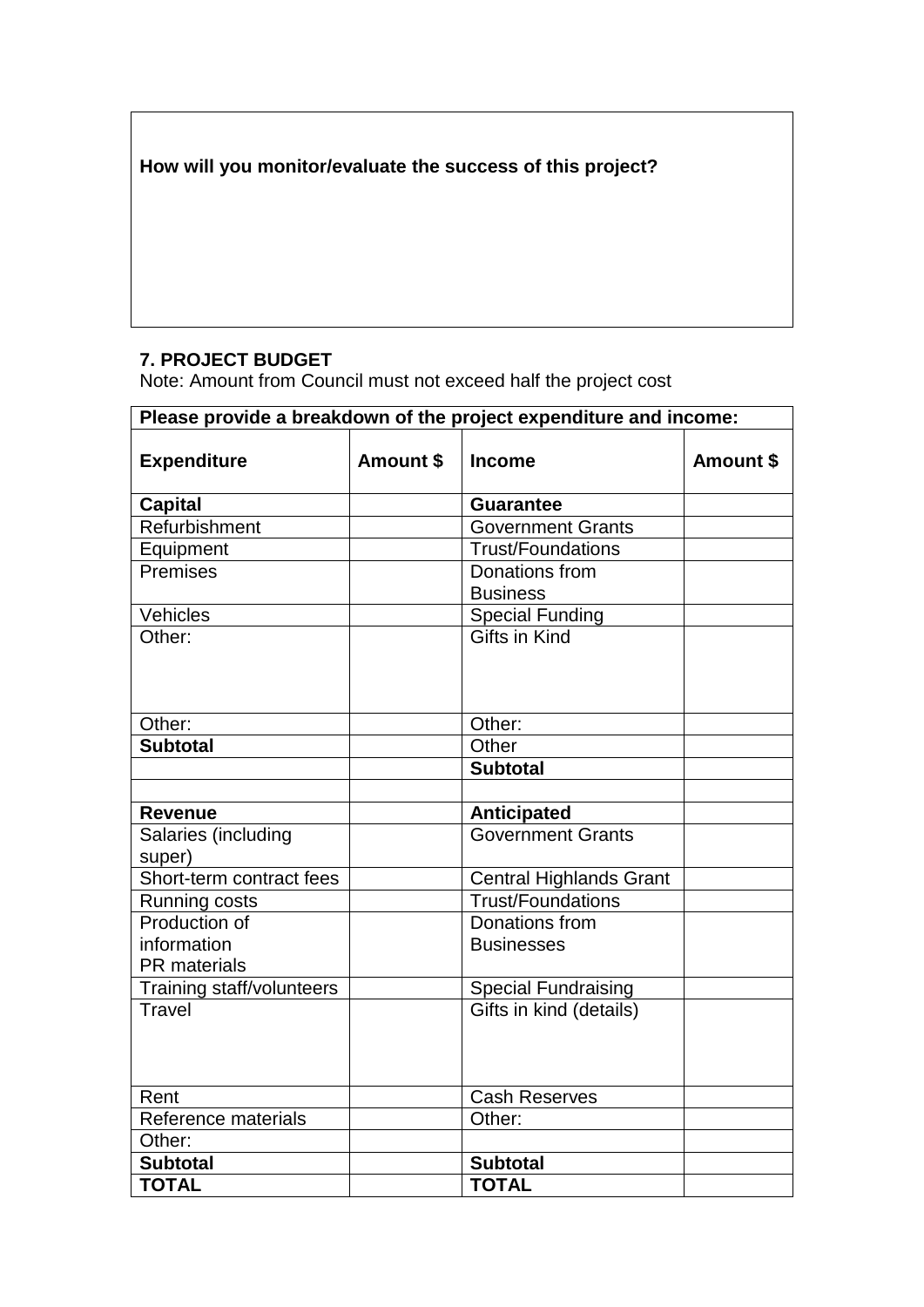**How will you monitor/evaluate the success of this project?**

**7. PROJECT BUDGET**

Note: Amount from Council must not exceed half the project cost

| Please provide a breakdown of the project expenditure and income: | | | |
|---|---|---|---|
| **Expenditure** | **Amount $** | **Income** | **Amount $** |
| **Capital** | | **Guarantee** | |
| Refurbishment | | Government Grants | |
| Equipment | | Trust/Foundations | |
| Premises | | Donations from Business | |
| Vehicles | | Special Funding | |
| Other: | | Gifts in Kind | |
| Other: | | Other: | |
| **Subtotal** | | Other | |
| | | **Subtotal** | |
| | | | |
| **Revenue** | | **Anticipated** | |
| Salaries (including super) | | Government Grants | |
| Short-term contract fees | | Central Highlands Grant | |
| Running costs | | Trust/Foundations | |
| Production of information PR materials | | Donations from Businesses | |
| Training staff/volunteers | | Special Fundraising | |
| Travel | | Gifts in kind (details) | |
| Rent | | Cash Reserves | |
| Reference materials | | Other: | |
| Other: | | | |
| **Subtotal** | | **Subtotal** | |
| **TOTAL** | | **TOTAL** | |